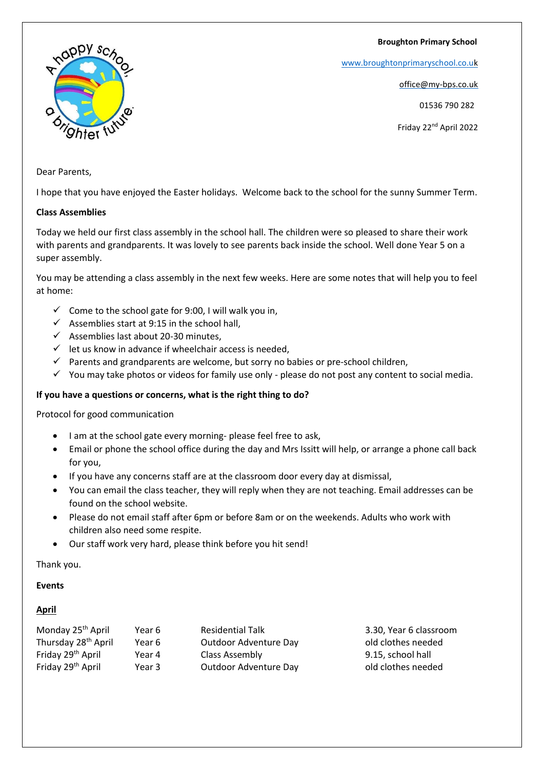**Broughton Primary School**

www.broughtonprimaryschool.co.uk

office@my-bps.co.uk

01536 790 282

Friday 22nd April 2022

Dear Parents,

I hope that you have enjoyed the Easter holidays. Welcome back to the school for the sunny Summer Term.

**Class Assemblies**

Today we held our first class assembly in the school hall. The children were so pleased to share their work with parents and grandparents. It was lovely to see parents back inside the school. Well done Year 5 on a super assembly.

You may be attending a class assembly in the next few weeks. Here are some notes that will help you to feel at home:

- ✓ Come to the school gate for 9:00, I will walk you in,
- ✓ Assemblies start at 9:15 in the school hall,
- ✓ Assemblies last about 20-30 minutes,
- ✓ let us know in advance if wheelchair access is needed,
- ✓ Parents and grandparents are welcome, but sorry no babies or pre-school children,
- ✓ You may take photos or videos for family use only - please do not post any content to social media.

**If you have a questions or concerns, what is the right thing to do?**

Protocol for good communication

- I am at the school gate every morning- please feel free to ask,
- Email or phone the school office during the day and Mrs Issitt will help, or arrange a phone call back for you,
- If you have any concerns staff are at the classroom door every day at dismissal,
- You can email the class teacher, they will reply when they are not teaching. Email addresses can be found on the school website.
- Please do not email staff after 6pm or before 8am or on the weekends. Adults who work with children also need some respite.
- Our staff work very hard, please think before you hit send!

Thank you.

**Events**

**April**

| | | | |
|---|---|---|---|
| Monday 25th April | Year 6 | Residential Talk | 3.30, Year 6 classroom |
| Thursday 28th April | Year 6 | Outdoor Adventure Day | old clothes needed |
| Friday 29th April | Year 4 | Class Assembly | 9.15, school hall |
| Friday 29th April | Year 3 | Outdoor Adventure Day | old clothes needed |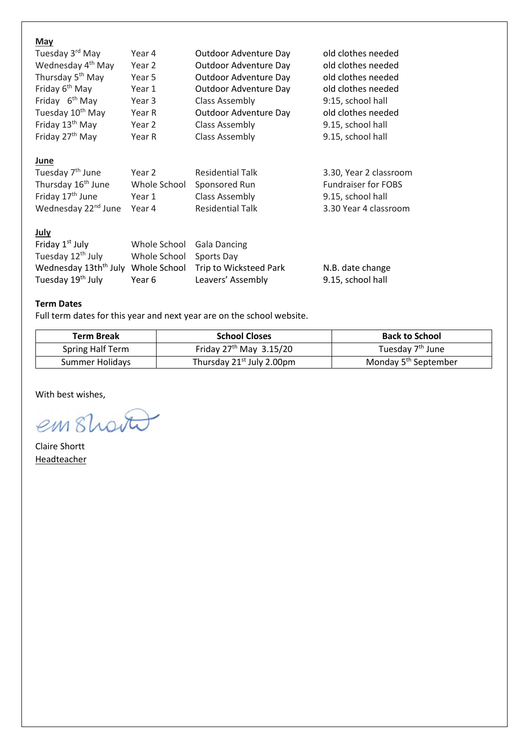**May**

| | | | |
|---|---|---|---|
| Tuesday 3rd May | Year 4 | Outdoor Adventure Day | old clothes needed |
| Wednesday 4th May | Year 2 | Outdoor Adventure Day | old clothes needed |
| Thursday 5th May | Year 5 | Outdoor Adventure Day | old clothes needed |
| Friday 6th May | Year 1 | Outdoor Adventure Day | old clothes needed |
| Friday 6th May | Year 3 | Class Assembly | 9:15, school hall |
| Tuesday 10th May | Year R | Outdoor Adventure Day | old clothes needed |
| Friday 13th May | Year 2 | Class Assembly | 9.15, school hall |
| Friday 27th May | Year R | Class Assembly | 9.15, school hall |

**June**

| | | | |
|---|---|---|---|
| Tuesday 7th June | Year 2 | Residential Talk | 3.30, Year 2 classroom |
| Thursday 16th June | Whole School | Sponsored Run | Fundraiser for FOBS |
| Friday 17th June | Year 1 | Class Assembly | 9.15, school hall |
| Wednesday 22nd June | Year 4 | Residential Talk | 3.30 Year 4 classroom |

**July**

| | | | |
|---|---|---|---|
| Friday 1st July | Whole School | Gala Dancing | |
| Tuesday 12th July | Whole School | Sports Day | |
| Wednesday 13thth July | Whole School | Trip to Wicksteed Park | N.B. date change |
| Tuesday 19th July | Year 6 | Leavers' Assembly | 9.15, school hall |

**Term Dates**

Full term dates for this year and next year are on the school website.

| Term Break | School Closes | Back to School |
|---|---|---|
| Spring Half Term | Friday 27th May 3.15/20 | Tuesday 7th June |
| Summer Holidays | Thursday 21st July 2.00pm | Monday 5th September |

With best wishes,

Claire Shortt

Headteacher